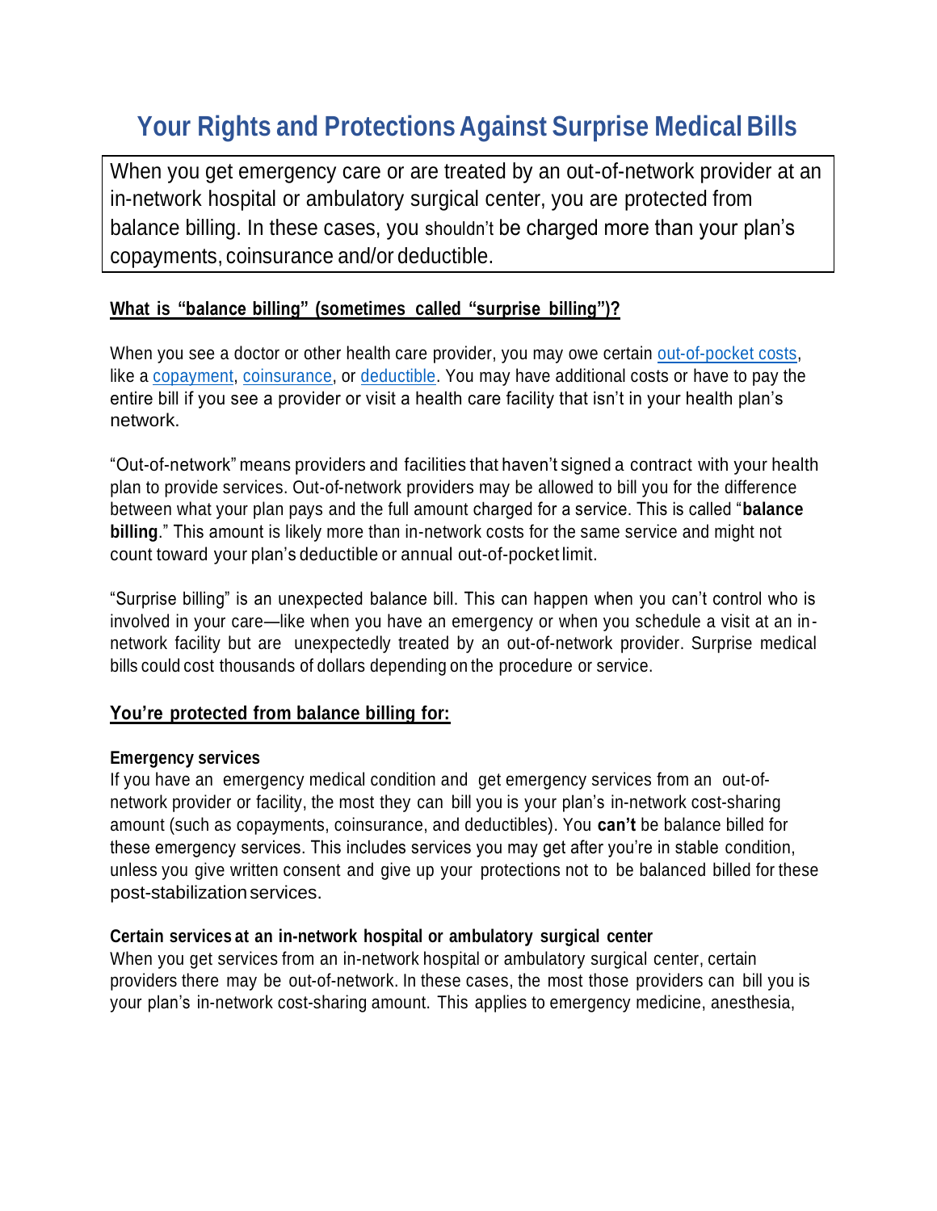# Your Rights and Protections Against Surprise Medical Bills

When you get emergency care or are treated by an out-of-network provider at an in-network hospital or ambulatory surgical center, you are protected from balance billing. In these cases, you shouldn't be charged more than your plan's copayments, coinsurance and/or deductible.

## What is "balance billing" (sometimes called "surprise billing")?

When you see a doctor or other health care provider, you may owe certain out-of-pocket costs, like a copayment, coinsurance, or deductible. You may have additional costs or have to pay the entire bill if you see a provider or visit a health care facility that isn't in your health plan's network.

"Out-of-network" means providers and facilities that haven't signed a contract with your health plan to provide services. Out-of-network providers may be allowed to bill you for the difference between what your plan pays and the full amount charged for a service. This is called "**balance billing**." This amount is likely more than in-network costs for the same service and might not count toward your plan's deductible or annual out-of-pocket limit.

"Surprise billing" is an unexpected balance bill. This can happen when you can't control who is involved in your care—like when you have an emergency or when you schedule a visit at an in-network facility but are unexpectedly treated by an out-of-network provider. Surprise medical bills could cost thousands of dollars depending on the procedure or service.

## You're protected from balance billing for:

### Emergency services

If you have an emergency medical condition and get emergency services from an out-of-network provider or facility, the most they can bill you is your plan's in-network cost-sharing amount (such as copayments, coinsurance, and deductibles). You **can't** be balance billed for these emergency services. This includes services you may get after you're in stable condition, unless you give written consent and give up your protections not to be balanced billed for these post-stabilization services.

### Certain services at an in-network hospital or ambulatory surgical center

When you get services from an in-network hospital or ambulatory surgical center, certain providers there may be out-of-network. In these cases, the most those providers can bill you is your plan's in-network cost-sharing amount. This applies to emergency medicine, anesthesia,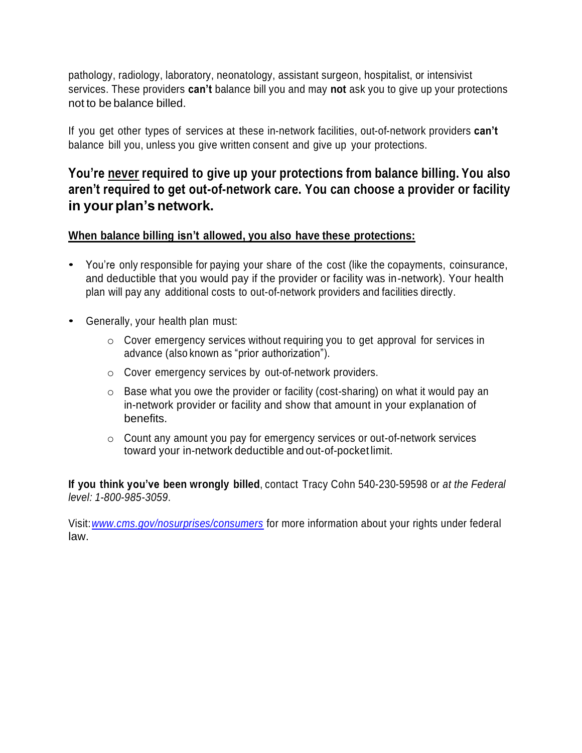pathology, radiology, laboratory, neonatology, assistant surgeon, hospitalist, or intensivist services. These providers **can't** balance bill you and may **not** ask you to give up your protections not to be balance billed.

If you get other types of services at these in-network facilities, out-of-network providers **can't** balance bill you, unless you give written consent and give up your protections.

## You're <u>never</u> required to give up your protections from balance billing. You also aren't required to get out-of-network care. You can choose a provider or facility in your plan's network.

**<u>When balance billing isn't allowed, you also have these protections:</u>**

- You're only responsible for paying your share of the cost (like the copayments, coinsurance, and deductible that you would pay if the provider or facility was in-network). Your health plan will pay any additional costs to out-of-network providers and facilities directly.
- Generally, your health plan must:
  - Cover emergency services without requiring you to get approval for services in advance (also known as "prior authorization").
  - Cover emergency services by out-of-network providers.
  - Base what you owe the provider or facility (cost-sharing) on what it would pay an in-network provider or facility and show that amount in your explanation of benefits.
  - Count any amount you pay for emergency services or out-of-network services toward your in-network deductible and out-of-pocket limit.

**If you think you've been wrongly billed**, contact Tracy Cohn 540-230-59598 or *at the Federal level: 1-800-985-3059*.

Visit: *www.cms.gov/nosurprises/consumers* for more information about your rights under federal law.